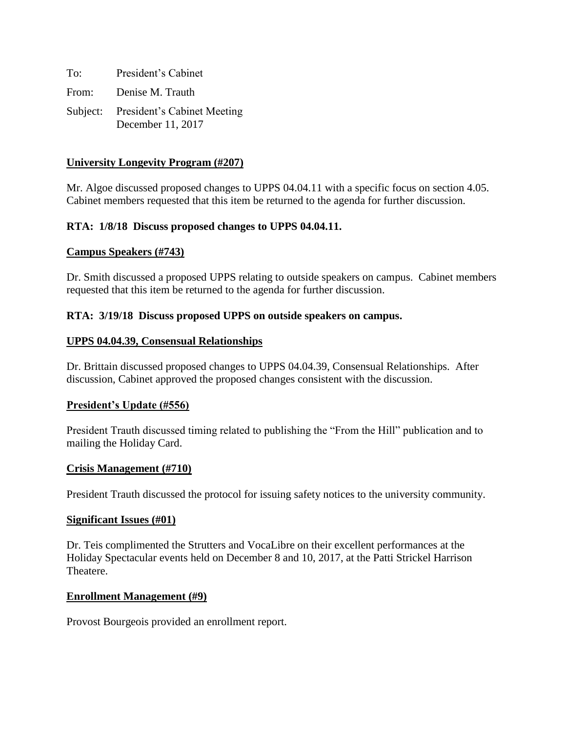To: President's Cabinet

From: Denise M. Trauth

Subject: President's Cabinet Meeting
December 11, 2017

**University Longevity Program (#207)**

Mr. Algoe discussed proposed changes to UPPS 04.04.11 with a specific focus on section 4.05. Cabinet members requested that this item be returned to the agenda for further discussion.

**RTA: 1/8/18 Discuss proposed changes to UPPS 04.04.11.**

**Campus Speakers (#743)**

Dr. Smith discussed a proposed UPPS relating to outside speakers on campus. Cabinet members requested that this item be returned to the agenda for further discussion.

**RTA: 3/19/18 Discuss proposed UPPS on outside speakers on campus.**

**UPPS 04.04.39, Consensual Relationships**

Dr. Brittain discussed proposed changes to UPPS 04.04.39, Consensual Relationships. After discussion, Cabinet approved the proposed changes consistent with the discussion.

**President's Update (#556)**

President Trauth discussed timing related to publishing the "From the Hill" publication and to mailing the Holiday Card.

**Crisis Management (#710)**

President Trauth discussed the protocol for issuing safety notices to the university community.

**Significant Issues (#01)**

Dr. Teis complimented the Strutters and VocaLibre on their excellent performances at the Holiday Spectacular events held on December 8 and 10, 2017, at the Patti Strickel Harrison Theatere.

**Enrollment Management (#9)**

Provost Bourgeois provided an enrollment report.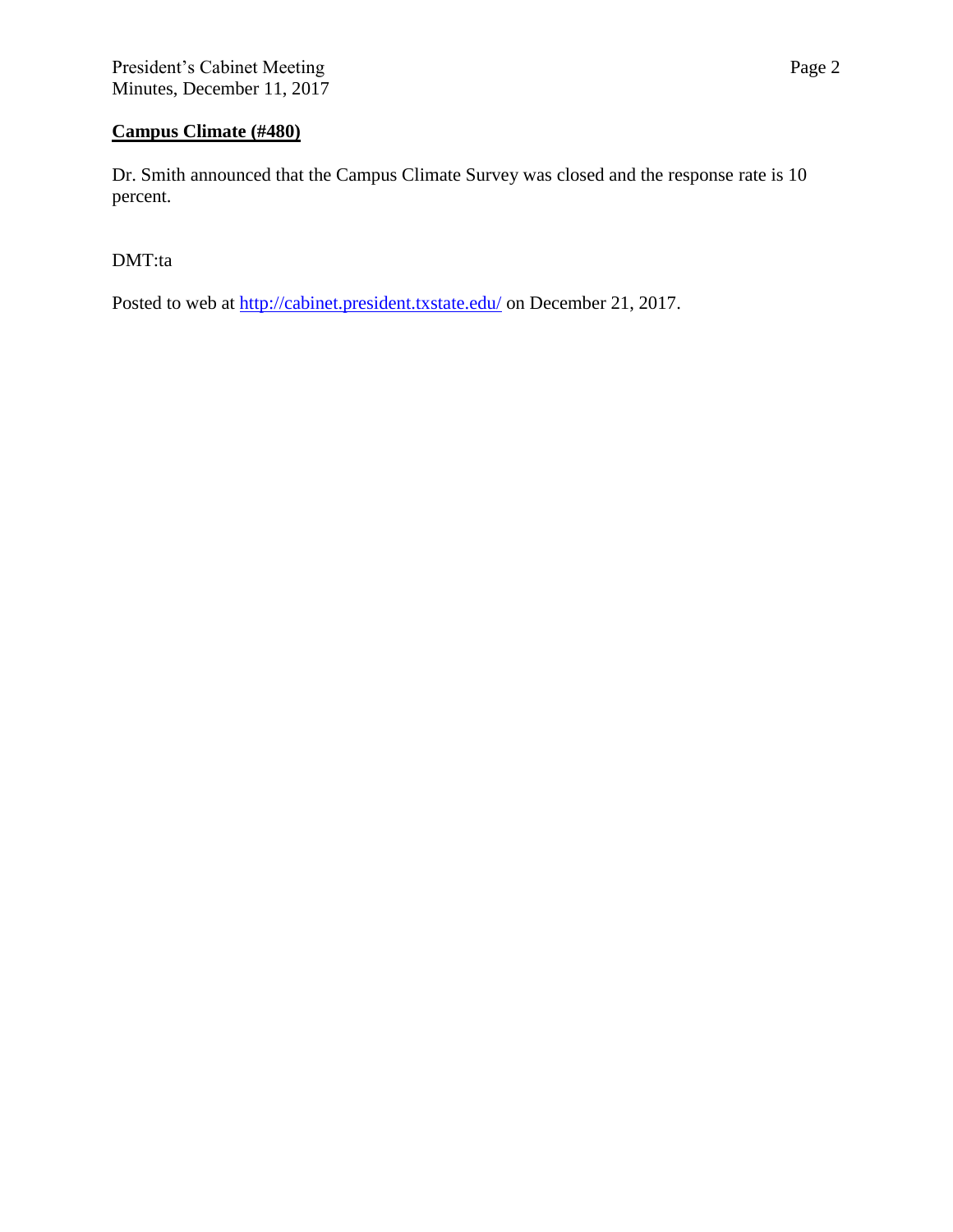**Campus Climate (#480)**

Dr. Smith announced that the Campus Climate Survey was closed and the response rate is 10 percent.

DMT:ta

Posted to web at http://cabinet.president.txstate.edu/ on December 21, 2017.